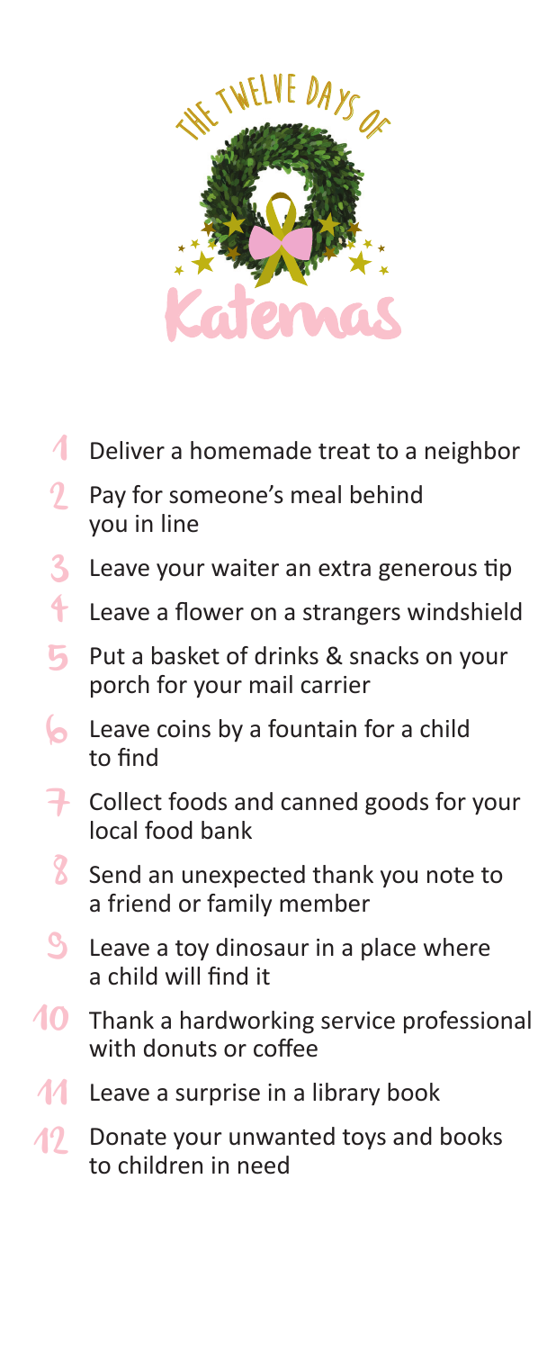# The Twelve Days of Katemas

1. Deliver a homemade treat to a neighbor
2. Pay for someone's meal behind you in line
3. Leave your waiter an extra generous tip
4. Leave a flower on a strangers windshield
5. Put a basket of drinks & snacks on your porch for your mail carrier
6. Leave coins by a fountain for a child to find
7. Collect foods and canned goods for your local food bank
8. Send an unexpected thank you note to a friend or family member
9. Leave a toy dinosaur in a place where a child will find it
10. Thank a hardworking service professional with donuts or coffee
11. Leave a surprise in a library book
12. Donate your unwanted toys and books to children in need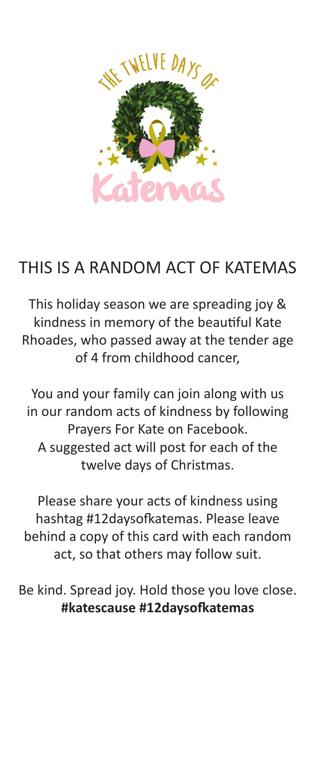THE TWELVE DAYS OF

Katemas

## THIS IS A RANDOM ACT OF KATEMAS

This holiday season we are spreading joy & kindness in memory of the beautiful Kate Rhoades, who passed away at the tender age of 4 from childhood cancer,

You and your family can join along with us in our random acts of kindness by following Prayers For Kate on Facebook. A suggested act will post for each of the twelve days of Christmas.

Please share your acts of kindness using hashtag #12daysofkatemas. Please leave behind a copy of this card with each random act, so that others may follow suit.

Be kind. Spread joy. Hold those you love close.
**#katescause #12daysofkatemas**